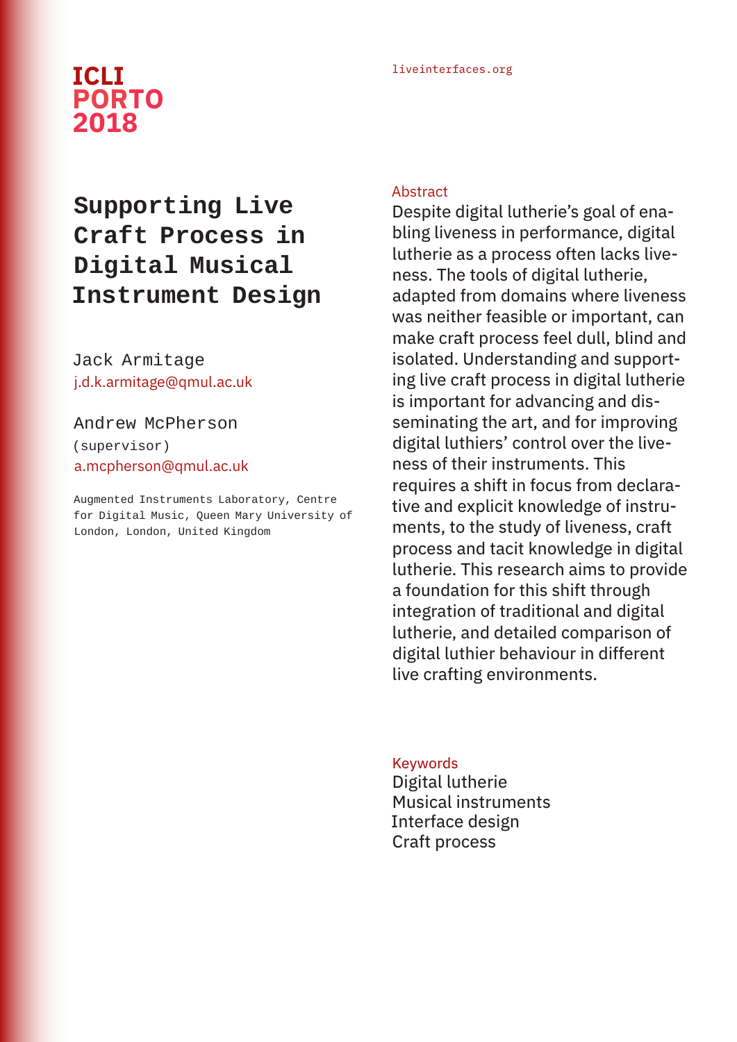ICLI PORTO 2018

liveinterfaces.org

# Supporting Live Craft Process in Digital Musical Instrument Design

Jack Armitage
j.d.k.armitage@qmul.ac.uk

Andrew McPherson
(supervisor)
a.mcpherson@qmul.ac.uk

Augmented Instruments Laboratory, Centre for Digital Music, Queen Mary University of London, London, United Kingdom

## Abstract

Despite digital lutherie's goal of enabling liveness in performance, digital lutherie as a process often lacks liveness. The tools of digital lutherie, adapted from domains where liveness was neither feasible or important, can make craft process feel dull, blind and isolated. Understanding and supporting live craft process in digital lutherie is important for advancing and disseminating the art, and for improving digital luthiers' control over the liveness of their instruments. This requires a shift in focus from declarative and explicit knowledge of instruments, to the study of liveness, craft process and tacit knowledge in digital lutherie. This research aims to provide a foundation for this shift through integration of traditional and digital lutherie, and detailed comparison of digital luthier behaviour in different live crafting environments.

## Keywords

Digital lutherie
Musical instruments
Interface design
Craft process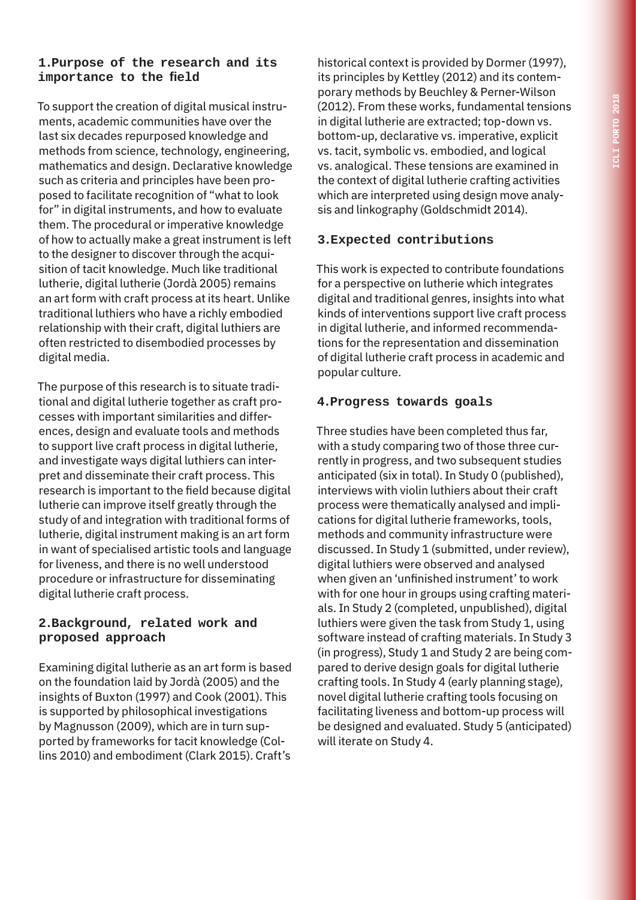## 1.Purpose of the research and its importance to the field

To support the creation of digital musical instruments, academic communities have over the last six decades repurposed knowledge and methods from science, technology, engineering, mathematics and design. Declarative knowledge such as criteria and principles have been proposed to facilitate recognition of "what to look for" in digital instruments, and how to evaluate them. The procedural or imperative knowledge of how to actually make a great instrument is left to the designer to discover through the acquisition of tacit knowledge. Much like traditional lutherie, digital lutherie (Jordà 2005) remains an art form with craft process at its heart. Unlike traditional luthiers who have a richly embodied relationship with their craft, digital luthiers are often restricted to disembodied processes by digital media.

The purpose of this research is to situate traditional and digital lutherie together as craft processes with important similarities and differences, design and evaluate tools and methods to support live craft process in digital lutherie, and investigate ways digital luthiers can interpret and disseminate their craft process. This research is important to the field because digital lutherie can improve itself greatly through the study of and integration with traditional forms of lutherie, digital instrument making is an art form in want of specialised artistic tools and language for liveness, and there is no well understood procedure or infrastructure for disseminating digital lutherie craft process.

## 2.Background, related work and proposed approach

Examining digital lutherie as an art form is based on the foundation laid by Jordà (2005) and the insights of Buxton (1997) and Cook (2001). This is supported by philosophical investigations by Magnusson (2009), which are in turn supported by frameworks for tacit knowledge (Collins 2010) and embodiment (Clark 2015). Craft's historical context is provided by Dormer (1997), its principles by Kettley (2012) and its contemporary methods by Beuchley & Perner-Wilson (2012). From these works, fundamental tensions in digital lutherie are extracted; top-down vs. bottom-up, declarative vs. imperative, explicit vs. tacit, symbolic vs. embodied, and logical vs. analogical. These tensions are examined in the context of digital lutherie crafting activities which are interpreted using design move analysis and linkography (Goldschmidt 2014).

## 3.Expected contributions

This work is expected to contribute foundations for a perspective on lutherie which integrates digital and traditional genres, insights into what kinds of interventions support live craft process in digital lutherie, and informed recommendations for the representation and dissemination of digital lutherie craft process in academic and popular culture.

## 4.Progress towards goals

Three studies have been completed thus far, with a study comparing two of those three currently in progress, and two subsequent studies anticipated (six in total). In Study 0 (published), interviews with violin luthiers about their craft process were thematically analysed and implications for digital lutherie frameworks, tools, methods and community infrastructure were discussed. In Study 1 (submitted, under review), digital luthiers were observed and analysed when given an 'unfinished instrument' to work with for one hour in groups using crafting materials. In Study 2 (completed, unpublished), digital luthiers were given the task from Study 1, using software instead of crafting materials. In Study 3 (in progress), Study 1 and Study 2 are being compared to derive design goals for digital lutherie crafting tools. In Study 4 (early planning stage), novel digital lutherie crafting tools focusing on facilitating liveness and bottom-up process will be designed and evaluated. Study 5 (anticipated) will iterate on Study 4.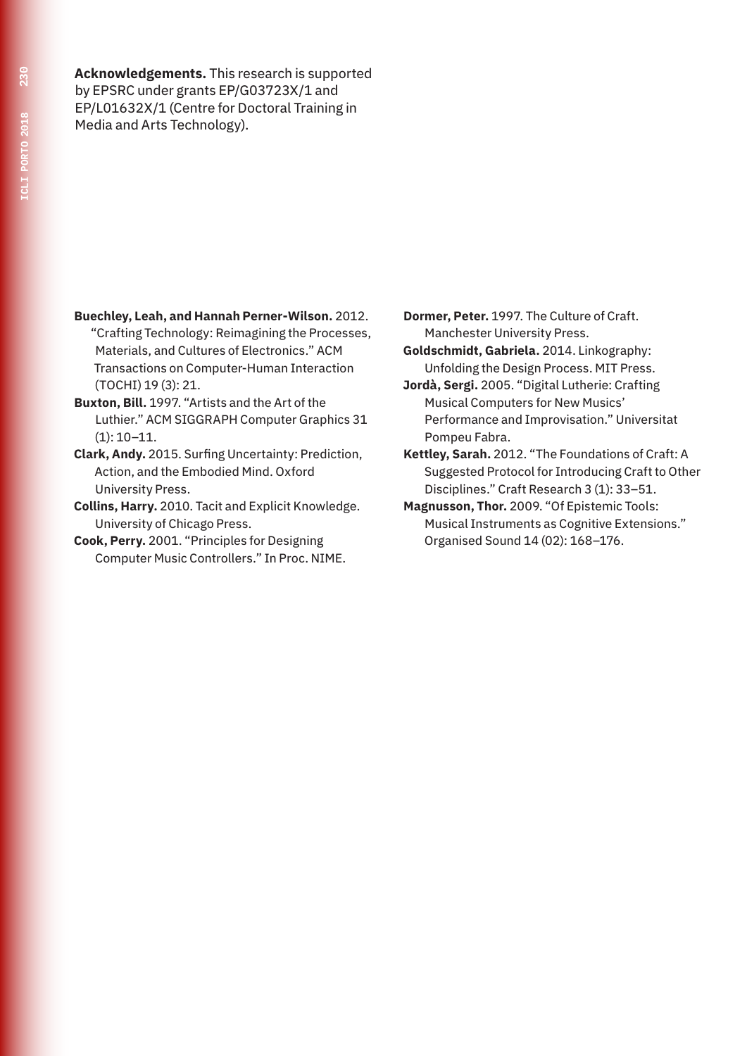**Acknowledgements.** This research is supported by EPSRC under grants EP/G03723X/1 and EP/L01632X/1 (Centre for Doctoral Training in Media and Arts Technology).

**Buechley, Leah, and Hannah Perner-Wilson.** 2012. "Crafting Technology: Reimagining the Processes, Materials, and Cultures of Electronics." ACM Transactions on Computer-Human Interaction (TOCHI) 19 (3): 21.

**Buxton, Bill.** 1997. "Artists and the Art of the Luthier." ACM SIGGRAPH Computer Graphics 31 (1): 10–11.

**Clark, Andy.** 2015. Surfing Uncertainty: Prediction, Action, and the Embodied Mind. Oxford University Press.

**Collins, Harry.** 2010. Tacit and Explicit Knowledge. University of Chicago Press.

**Cook, Perry.** 2001. "Principles for Designing Computer Music Controllers." In Proc. NIME.

**Dormer, Peter.** 1997. The Culture of Craft. Manchester University Press.

**Goldschmidt, Gabriela.** 2014. Linkography: Unfolding the Design Process. MIT Press.

**Jordà, Sergi.** 2005. "Digital Lutherie: Crafting Musical Computers for New Musics' Performance and Improvisation." Universitat Pompeu Fabra.

**Kettley, Sarah.** 2012. "The Foundations of Craft: A Suggested Protocol for Introducing Craft to Other Disciplines." Craft Research 3 (1): 33–51.

**Magnusson, Thor.** 2009. "Of Epistemic Tools: Musical Instruments as Cognitive Extensions." Organised Sound 14 (02): 168–176.